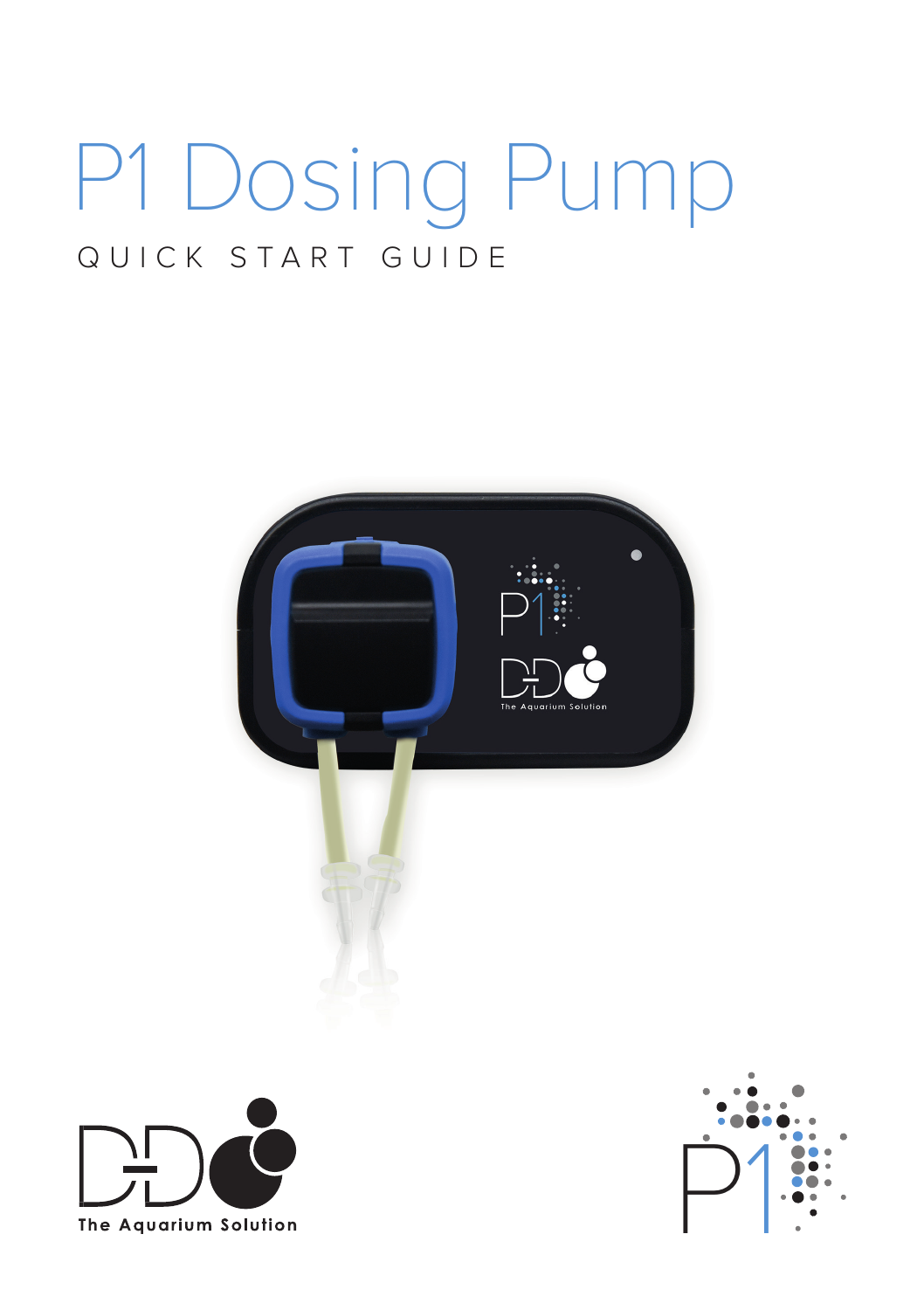# P1 Dosing Pump

QUICK START GUIDE

The Aquarium Solution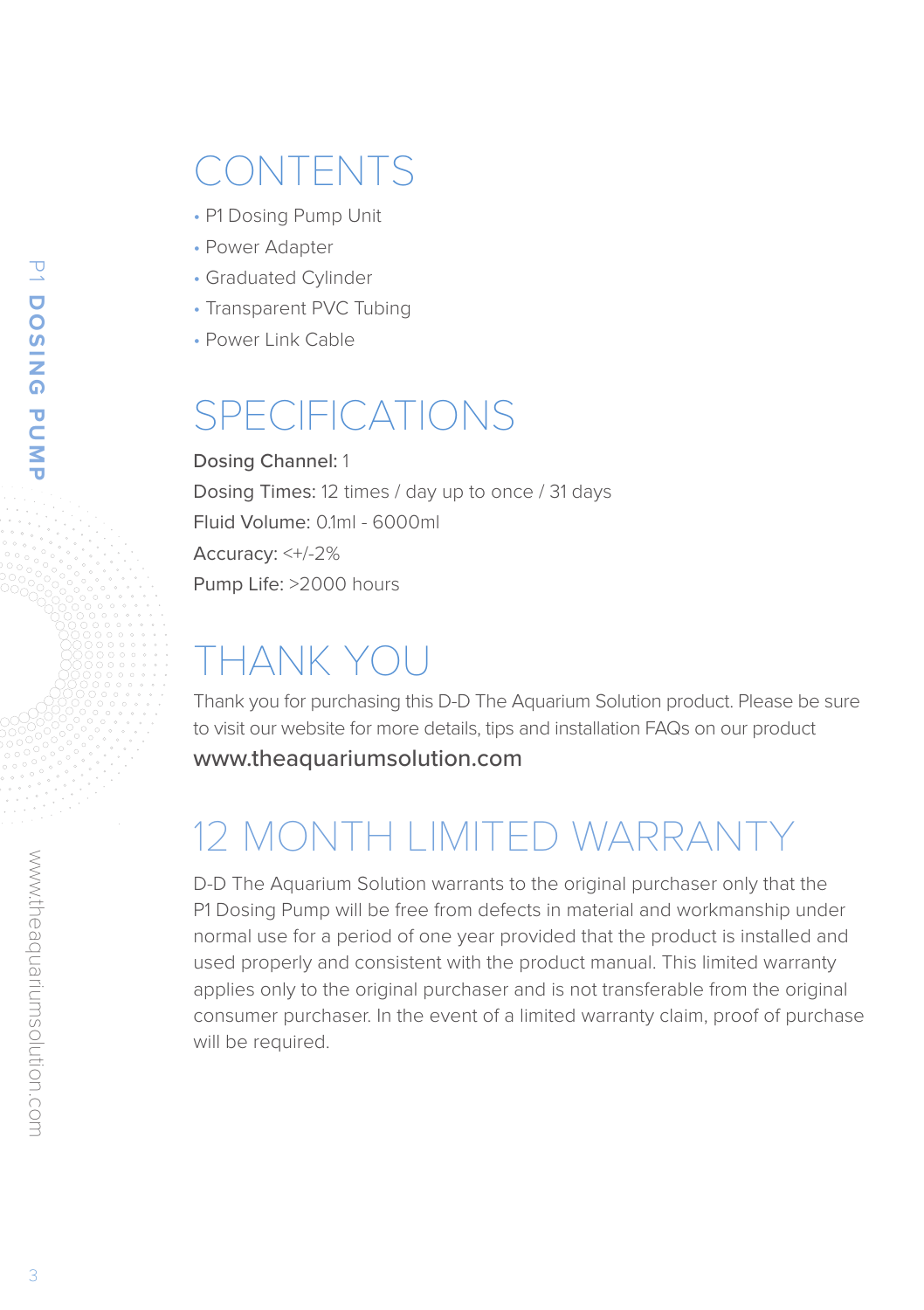# CONTENTS

- P1 Dosing Pump Unit
- Power Adapter
- Graduated Cylinder
- Transparent PVC Tubing
- Power Link Cable

# SPECIFICATIONS

**Dosing Channel:** 1
**Dosing Times:** 12 times / day up to once / 31 days
**Fluid Volume:** 0.1ml - 6000ml
**Accuracy:** <+/-2%
**Pump Life:** >2000 hours

# THANK YOU

Thank you for purchasing this D-D The Aquarium Solution product. Please be sure to visit our website for more details, tips and installation FAQs on our product
**www.theaquariumsolution.com**

# 12 MONTH LIMITED WARRANTY

D-D The Aquarium Solution warrants to the original purchaser only that the P1 Dosing Pump will be free from defects in material and workmanship under normal use for a period of one year provided that the product is installed and used properly and consistent with the product manual. This limited warranty applies only to the original purchaser and is not transferable from the original consumer purchaser. In the event of a limited warranty claim, proof of purchase will be required.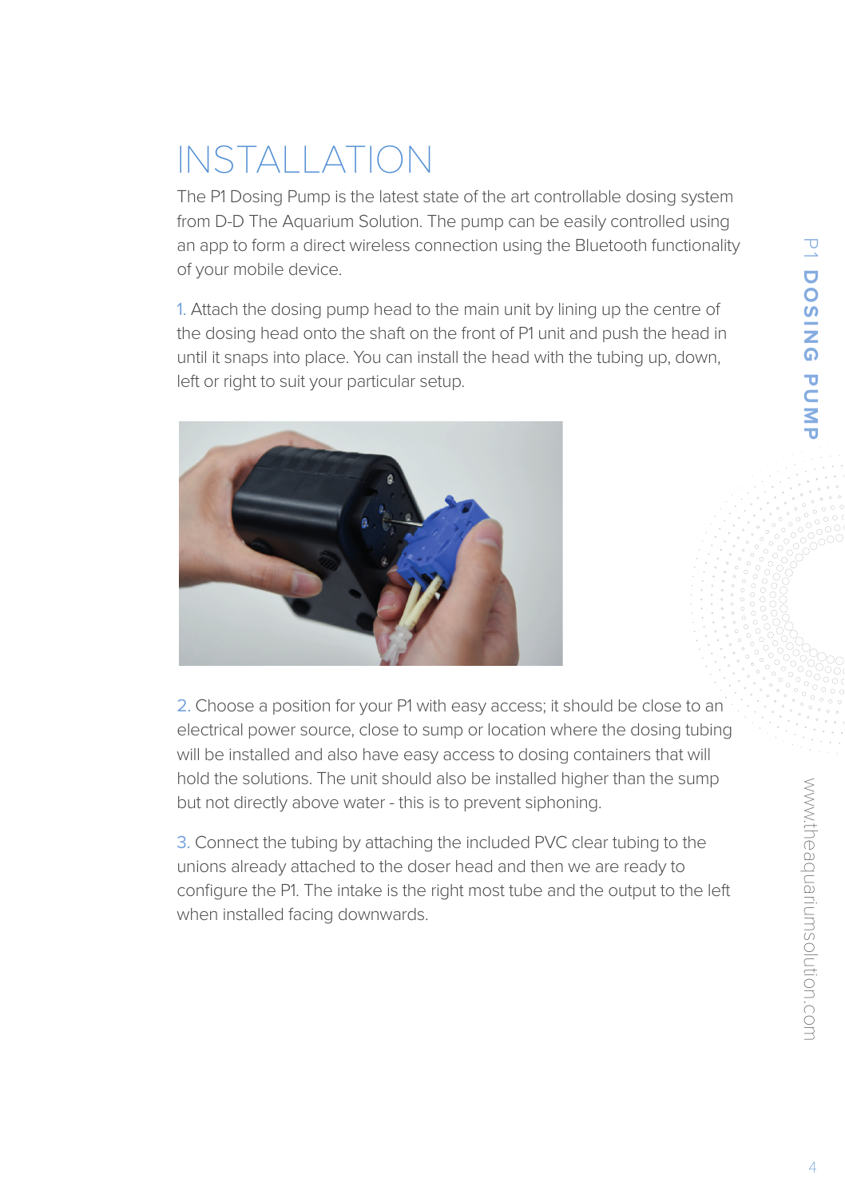# INSTALLATION

The P1 Dosing Pump is the latest state of the art controllable dosing system from D-D The Aquarium Solution. The pump can be easily controlled using an app to form a direct wireless connection using the Bluetooth functionality of your mobile device.

1. Attach the dosing pump head to the main unit by lining up the centre of the dosing head onto the shaft on the front of P1 unit and push the head in until it snaps into place. You can install the head with the tubing up, down, left or right to suit your particular setup.

2. Choose a position for your P1 with easy access; it should be close to an electrical power source, close to sump or location where the dosing tubing will be installed and also have easy access to dosing containers that will hold the solutions. The unit should also be installed higher than the sump but not directly above water - this is to prevent siphoning.

3. Connect the tubing by attaching the included PVC clear tubing to the unions already attached to the doser head and then we are ready to configure the P1. The intake is the right most tube and the output to the left when installed facing downwards.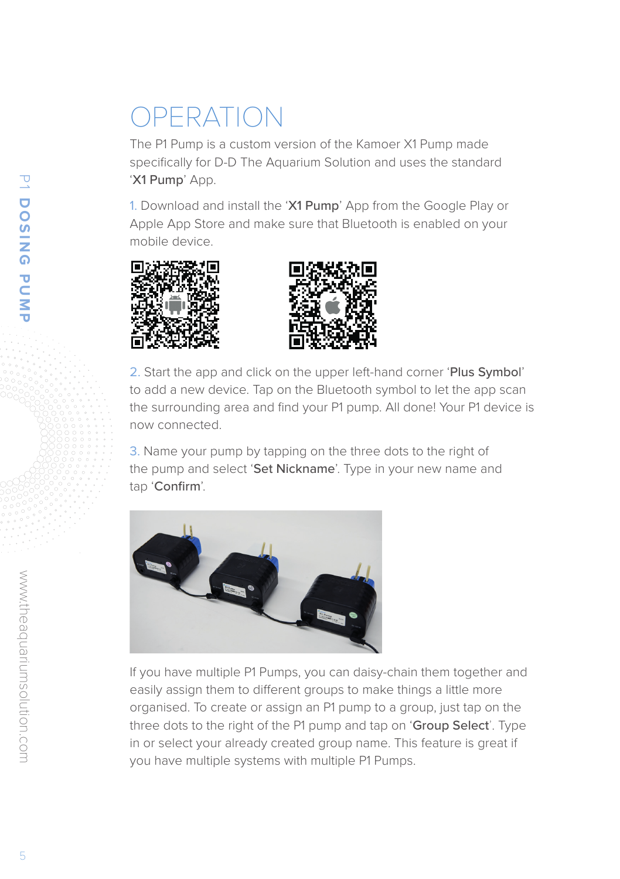# OPERATION

The P1 Pump is a custom version of the Kamoer X1 Pump made specifically for D-D The Aquarium Solution and uses the standard '**X1 Pump**' App.

1. Download and install the '**X1 Pump**' App from the Google Play or Apple App Store and make sure that Bluetooth is enabled on your mobile device.

2. Start the app and click on the upper left-hand corner '**Plus Symbol**' to add a new device. Tap on the Bluetooth symbol to let the app scan the surrounding area and find your P1 pump. All done! Your P1 device is now connected.

3. Name your pump by tapping on the three dots to the right of the pump and select '**Set Nickname**'. Type in your new name and tap '**Confirm**'.

If you have multiple P1 Pumps, you can daisy-chain them together and easily assign them to different groups to make things a little more organised. To create or assign an P1 pump to a group, just tap on the three dots to the right of the P1 pump and tap on '**Group Select**'. Type in or select your already created group name. This feature is great if you have multiple systems with multiple P1 Pumps.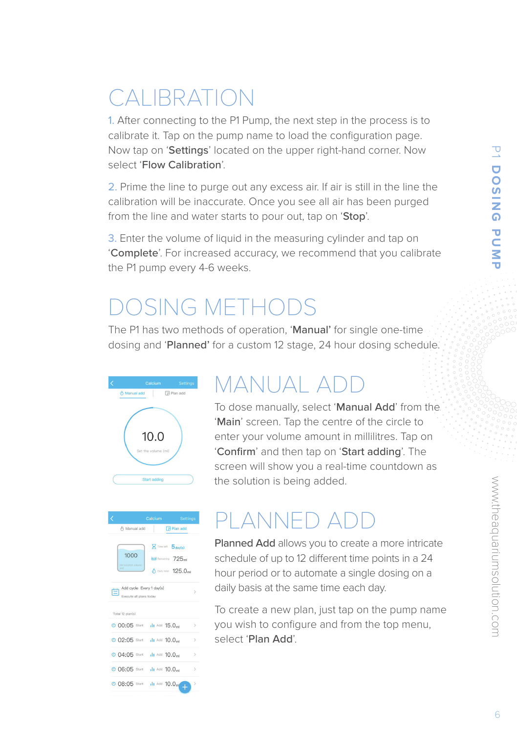# CALIBRATION

1. After connecting to the P1 Pump, the next step in the process is to calibrate it. Tap on the pump name to load the configuration page. Now tap on '**Settings**' located on the upper right-hand corner. Now select '**Flow Calibration**'.

2. Prime the line to purge out any excess air. If air is still in the line the calibration will be inaccurate. Once you see all air has been purged from the line and water starts to pour out, tap on '**Stop**'.

3. Enter the volume of liquid in the measuring cylinder and tap on '**Complete**'. For increased accuracy, we recommend that you calibrate the P1 pump every 4-6 weeks.

# DOSING METHODS

The P1 has two methods of operation, '**Manual**' for single one-time dosing and '**Planned**' for a custom 12 stage, 24 hour dosing schedule.

## MANUAL ADD

To dose manually, select '**Manual Add**' from the '**Main**' screen. Tap the centre of the circle to enter your volume amount in millilitres. Tap on '**Confirm**' and then tap on '**Start adding**'. The screen will show you a real-time countdown as the solution is being added.

## PLANNED ADD

**Planned Add** allows you to create a more intricate schedule of up to 12 different time points in a 24 hour period or to automate a single dosing on a daily basis at the same time each day.

To create a new plan, just tap on the pump name you wish to configure and from the top menu, select '**Plan Add**'.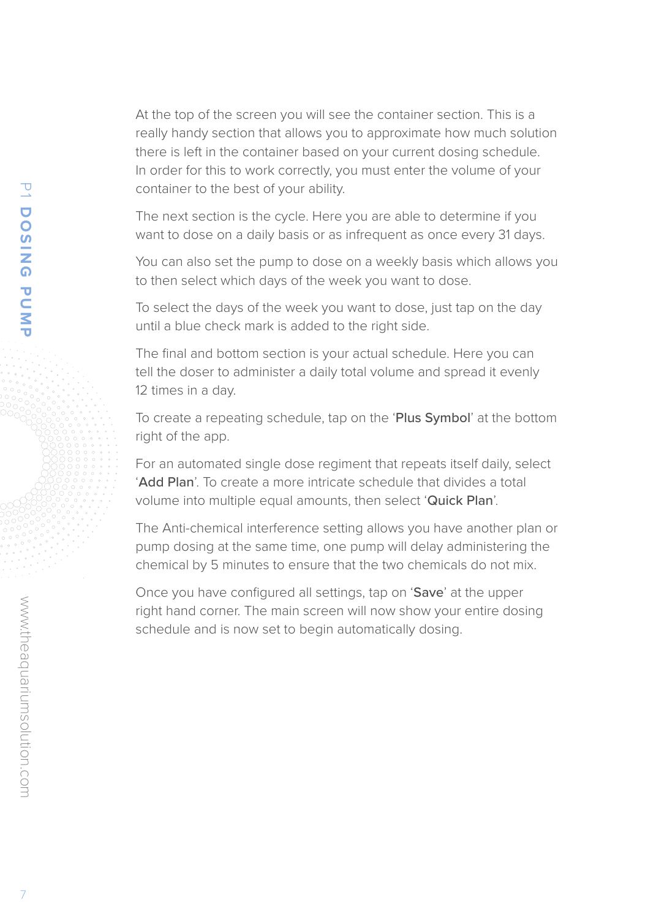At the top of the screen you will see the container section. This is a really handy section that allows you to approximate how much solution there is left in the container based on your current dosing schedule. In order for this to work correctly, you must enter the volume of your container to the best of your ability.

The next section is the cycle. Here you are able to determine if you want to dose on a daily basis or as infrequent as once every 31 days.

You can also set the pump to dose on a weekly basis which allows you to then select which days of the week you want to dose.

To select the days of the week you want to dose, just tap on the day until a blue check mark is added to the right side.

The final and bottom section is your actual schedule. Here you can tell the doser to administer a daily total volume and spread it evenly 12 times in a day.

To create a repeating schedule, tap on the '**Plus Symbol**' at the bottom right of the app.

For an automated single dose regiment that repeats itself daily, select '**Add Plan**'. To create a more intricate schedule that divides a total volume into multiple equal amounts, then select '**Quick Plan**'.

The Anti-chemical interference setting allows you have another plan or pump dosing at the same time, one pump will delay administering the chemical by 5 minutes to ensure that the two chemicals do not mix.

Once you have configured all settings, tap on '**Save**' at the upper right hand corner. The main screen will now show your entire dosing schedule and is now set to begin automatically dosing.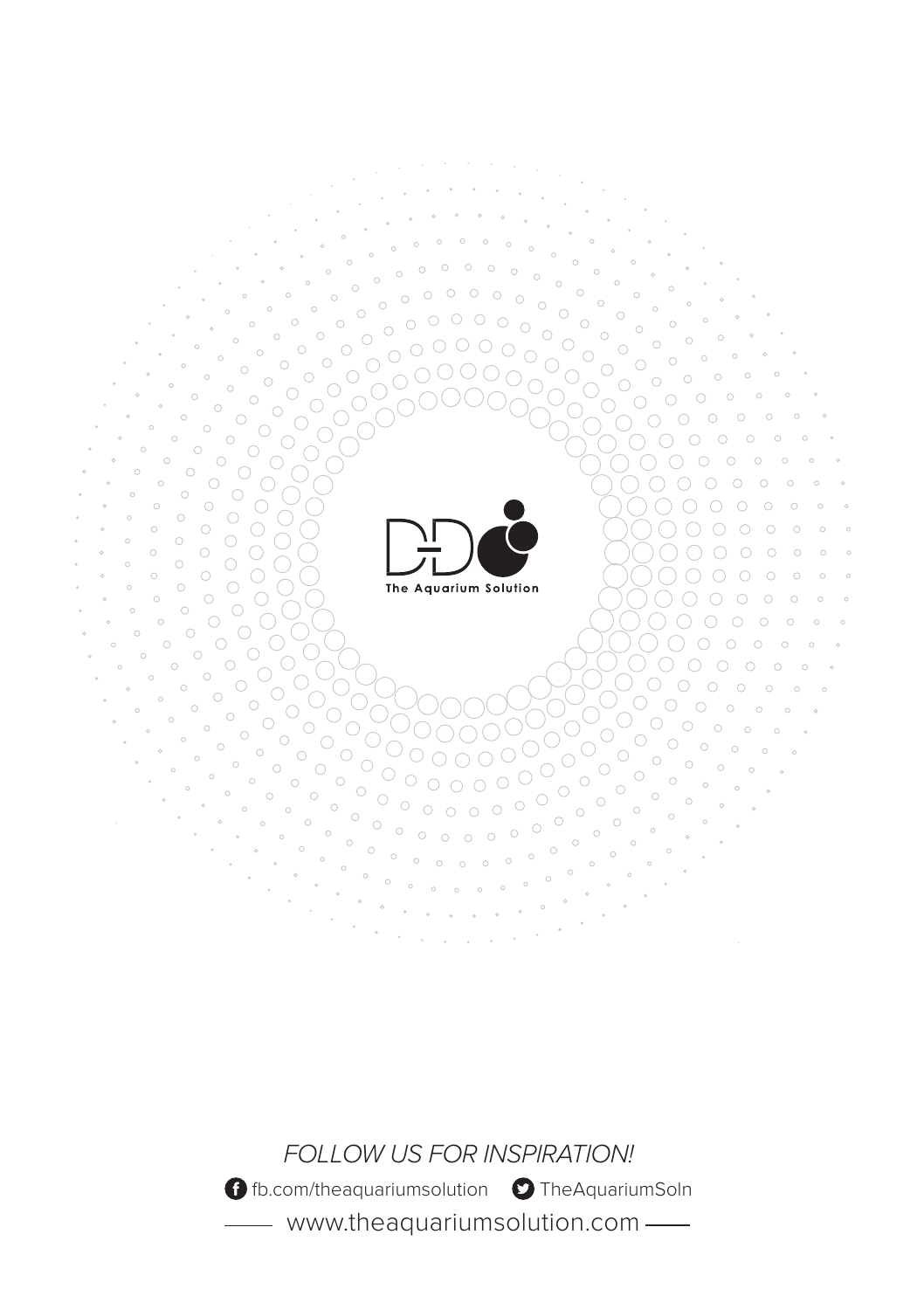The Aquarium Solution

*FOLLOW US FOR INSPIRATION!*

fb.com/theaquariumsolution TheAquariumSoln

www.theaquariumsolution.com